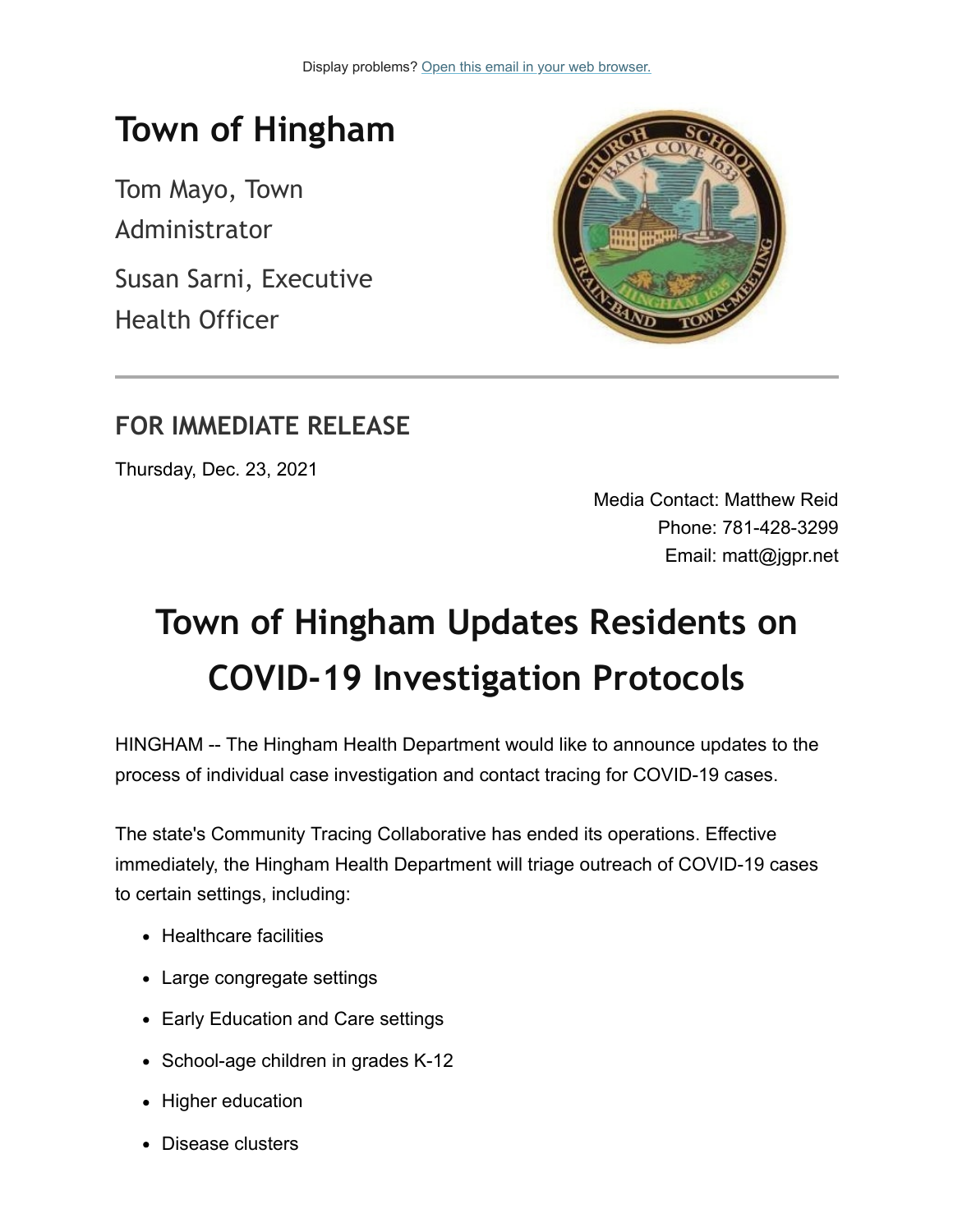Display problems? Open this email in your web browser.

# Town of Hingham

Tom Mayo, Town Administrator

Susan Sarni, Executive Health Officer

---

## FOR IMMEDIATE RELEASE

Thursday, Dec. 23, 2021

Media Contact: Matthew Reid
Phone: 781-428-3299
Email: matt@jgpr.net

# Town of Hingham Updates Residents on COVID-19 Investigation Protocols

HINGHAM -- The Hingham Health Department would like to announce updates to the process of individual case investigation and contact tracing for COVID-19 cases.

The state's Community Tracing Collaborative has ended its operations. Effective immediately, the Hingham Health Department will triage outreach of COVID-19 cases to certain settings, including:

- Healthcare facilities
- Large congregate settings
- Early Education and Care settings
- School-age children in grades K-12
- Higher education
- Disease clusters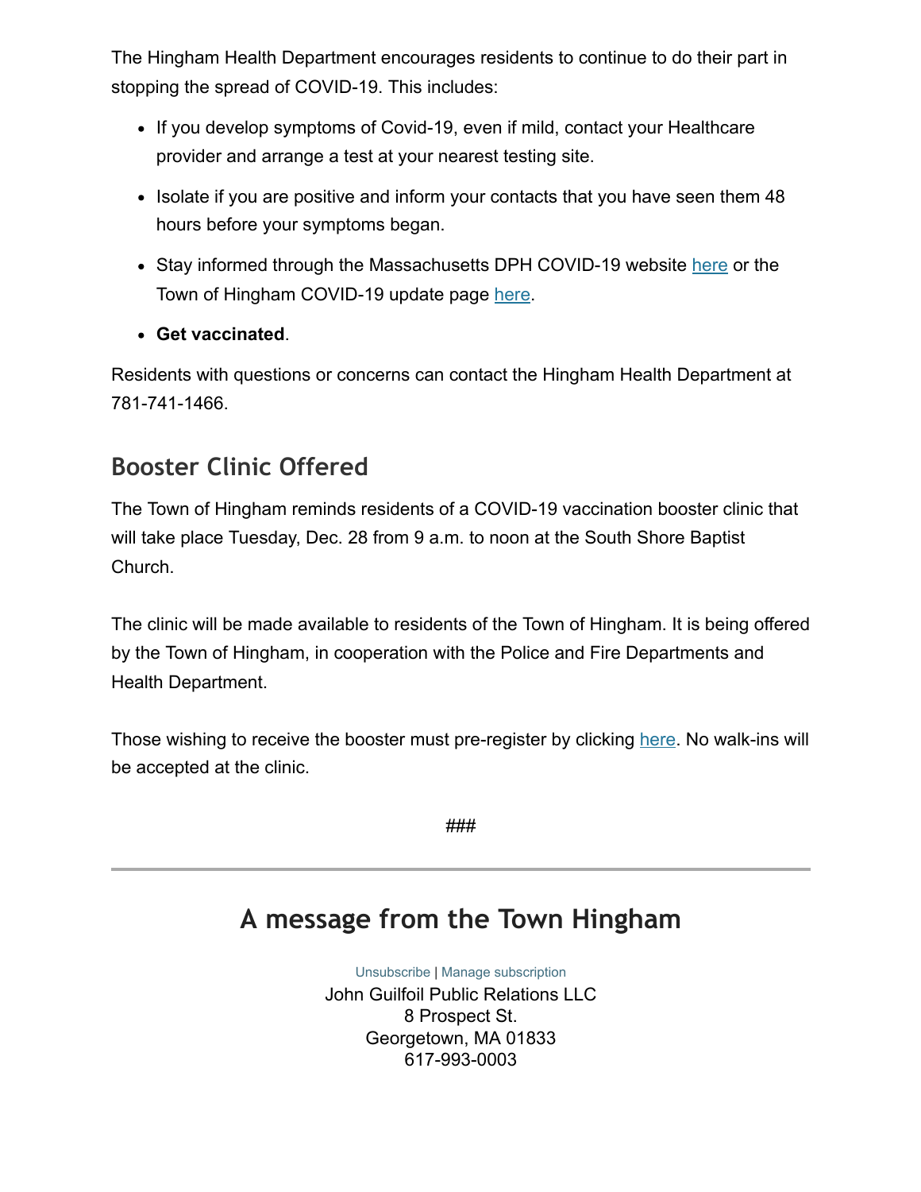The Hingham Health Department encourages residents to continue to do their part in stopping the spread of COVID-19. This includes:

- If you develop symptoms of Covid-19, even if mild, contact your Healthcare provider and arrange a test at your nearest testing site.
- Isolate if you are positive and inform your contacts that you have seen them 48 hours before your symptoms began.
- Stay informed through the Massachusetts DPH COVID-19 website here or the Town of Hingham COVID-19 update page here.
- **Get vaccinated**.

Residents with questions or concerns can contact the Hingham Health Department at 781-741-1466.

## Booster Clinic Offered

The Town of Hingham reminds residents of a COVID-19 vaccination booster clinic that will take place Tuesday, Dec. 28 from 9 a.m. to noon at the South Shore Baptist Church.

The clinic will be made available to residents of the Town of Hingham. It is being offered by the Town of Hingham, in cooperation with the Police and Fire Departments and Health Department.

Those wishing to receive the booster must pre-register by clicking here. No walk-ins will be accepted at the clinic.

###

---

## A message from the Town Hingham

Unsubscribe | Manage subscription

John Guilfoil Public Relations LLC
8 Prospect St.
Georgetown, MA 01833
617-993-0003